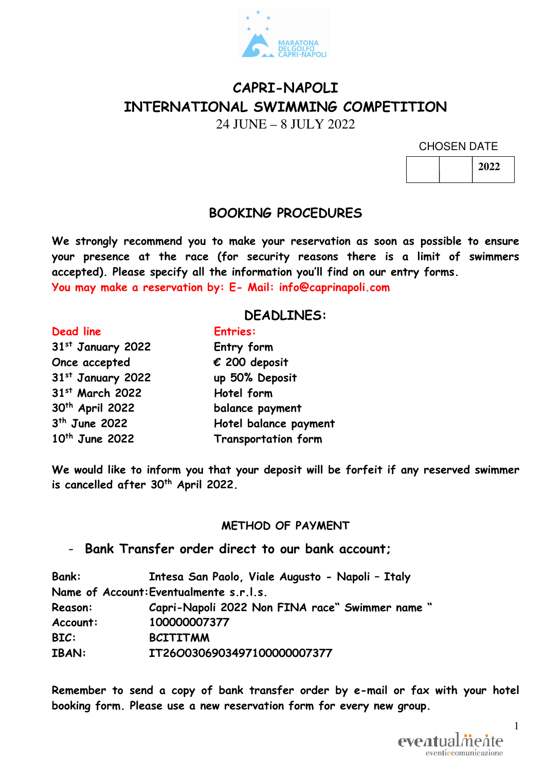# CAPRI-NAPOLI
# INTERNATIONAL SWIMMING COMPETITION

24 JUNE – 8 JULY 2022

CHOSEN DATE

|  |  | 2022 |
|---|---|---|

## BOOKING PROCEDURES

**We strongly recommend you to make your reservation as soon as possible to ensure your presence at the race (for security reasons there is a limit of swimmers accepted). Please specify all the information you'll find on our entry forms.**

**You may make a reservation by: E- Mail: info@caprinapoli.com**

## DEADLINES:

| Dead line | Entries: |
|---|---|
| 31st January 2022 | Entry form |
| Once accepted | € 200 deposit |
| 31st January 2022 | up 50% Deposit |
| 31st March 2022 | Hotel form |
| 30th April 2022 | balance payment |
| 3th June 2022 | Hotel balance payment |
| 10th June 2022 | Transportation form |

**We would like to inform you that your deposit will be forfeit if any reserved swimmer is cancelled after 30th April 2022.**

### METHOD OF PAYMENT

- **Bank Transfer order direct to our bank account;**

| | |
|---|---|
| **Bank:** | **Intesa San Paolo, Viale Augusto - Napoli – Italy** |
| **Name of Account:** | **Eventualmente s.r.l.s.** |
| **Reason:** | **Capri-Napoli 2022 Non FINA race" Swimmer name "** |
| **Account:** | **100000007377** |
| **BIC:** | **BCITITMM** |
| **IBAN:** | **IT26O0306903497100000007377** |

**Remember to send a copy of bank transfer order by e-mail or fax with your hotel booking form. Please use a new reservation form for every new group.**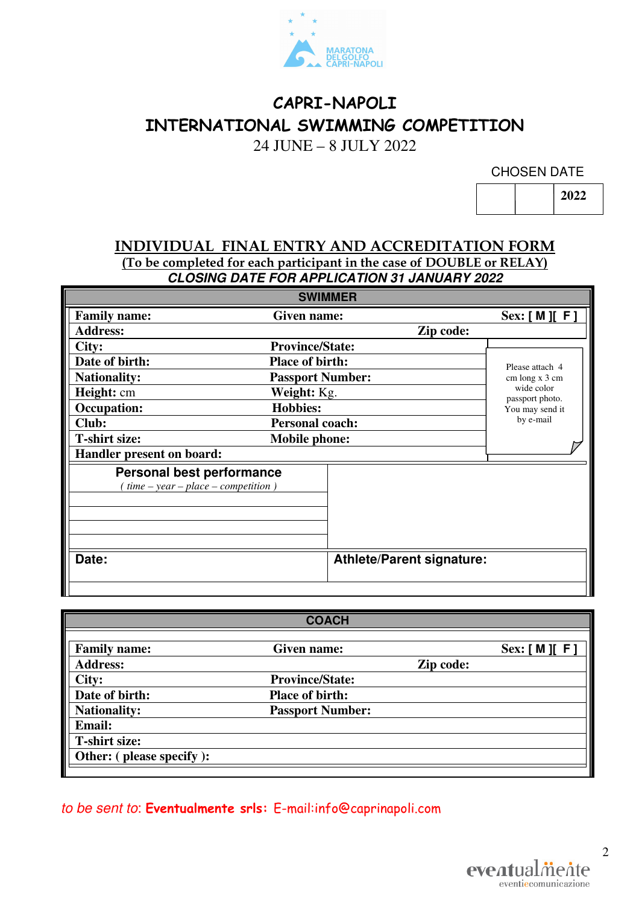# CAPRI-NAPOLI

# INTERNATIONAL SWIMMING COMPETITION

24 JUNE – 8 JULY 2022

CHOSEN DATE

| | | 2022 |
|---|---|---|

## INDIVIDUAL FINAL ENTRY AND ACCREDITATION FORM

**(To be completed for each participant in the case of DOUBLE or RELAY)**

***CLOSING DATE FOR APPLICATION 31 JANUARY 2022***

| SWIMMER | | | |
|---|---|---|---|
| **Family name:** | **Given name:** | | **Sex: [ M ][ F ]** |
| **Address:** | | **Zip code:** | |
| **City:** | **Province/State:** | | Please attach 4 cm long x 3 cm wide color passport photo. You may send it by e-mail |
| **Date of birth:** | **Place of birth:** | | |
| **Nationality:** | **Passport Number:** | | |
| **Height:** cm | **Weight:** Kg. | | |
| **Occupation:** | **Hobbies:** | | |
| **Club:** | **Personal coach:** | | |
| **T-shirt size:** | **Mobile phone:** | | |
| **Handler present on board:** | | | |

| **Personal best performance** *( time – year – place – competition )* | |
|---|---|
| | |
| | |
| | |
| | |
| **Date:** | **Athlete/Parent signature:** |

| COACH | | | |
|---|---|---|---|
| **Family name:** | **Given name:** | | **Sex: [ M ][ F ]** |
| **Address:** | | **Zip code:** | |
| **City:** | **Province/State:** | | |
| **Date of birth:** | **Place of birth:** | | |
| **Nationality:** | **Passport Number:** | | |
| **Email:** | | | |
| **T-shirt size:** | | | |
| **Other: ( please specify ):** | | | |

*to be sent to*: **Eventualmente srls:** E-mail:info@caprinapoli.com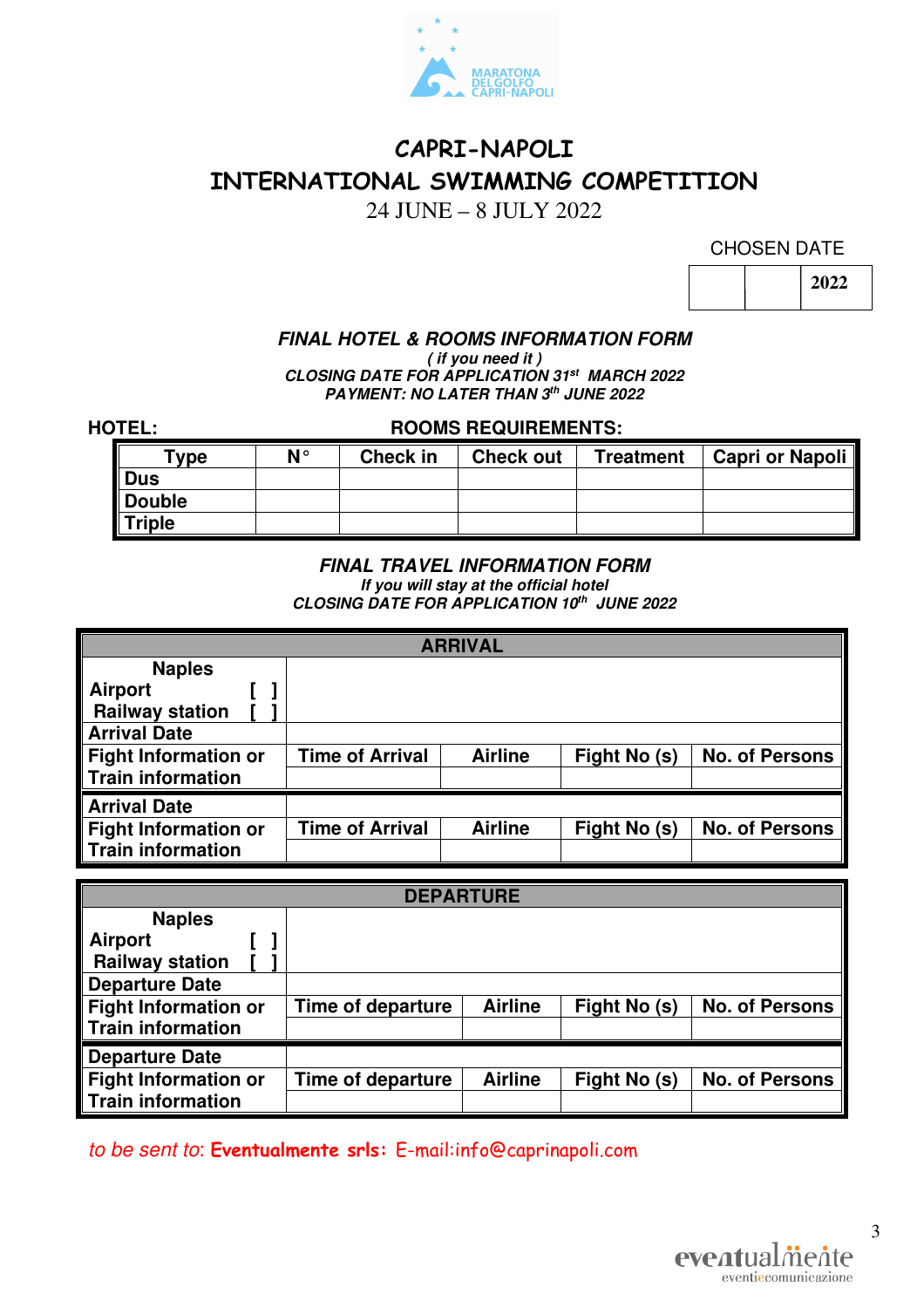# CAPRI-NAPOLI
# INTERNATIONAL SWIMMING COMPETITION

24 JUNE – 8 JULY 2022

CHOSEN DATE

| | | |
|---|---|---|
| | | 2022 |

### *FINAL HOTEL & ROOMS INFORMATION FORM*

***( if you need it )***
***CLOSING DATE FOR APPLICATION 31st MARCH 2022***
***PAYMENT: NO LATER THAN 3th JUNE 2022***

**HOTEL:** **ROOMS REQUIREMENTS:**

| Type | N° | Check in | Check out | Treatment | Capri or Napoli |
|---|---|---|---|---|---|
| Dus | | | | | |
| Double | | | | | |
| Triple | | | | | |

### *FINAL TRAVEL INFORMATION FORM*

***If you will stay at the official hotel***
***CLOSING DATE FOR APPLICATION 10th JUNE 2022***

| ARRIVAL | | | | |
|---|---|---|---|---|
| Naples<br>Airport [ ]<br>Railway station [ ] | | | | |
| Arrival Date | | | | |
| Fight Information or Train information | Time of Arrival | Airline | Fight No (s) | No. of Persons |
| | | | | |
| Arrival Date | | | | |
| Fight Information or Train information | Time of Arrival | Airline | Fight No (s) | No. of Persons |
| | | | | |

| DEPARTURE | | | | |
|---|---|---|---|---|
| Naples<br>Airport [ ]<br>Railway station [ ] | | | | |
| Departure Date | | | | |
| Fight Information or Train information | Time of departure | Airline | Fight No (s) | No. of Persons |
| | | | | |
| Departure Date | | | | |
| Fight Information or Train information | Time of departure | Airline | Fight No (s) | No. of Persons |
| | | | | |

*to be sent to*: **Eventualmente srls:** E-mail:info@caprinapoli.com